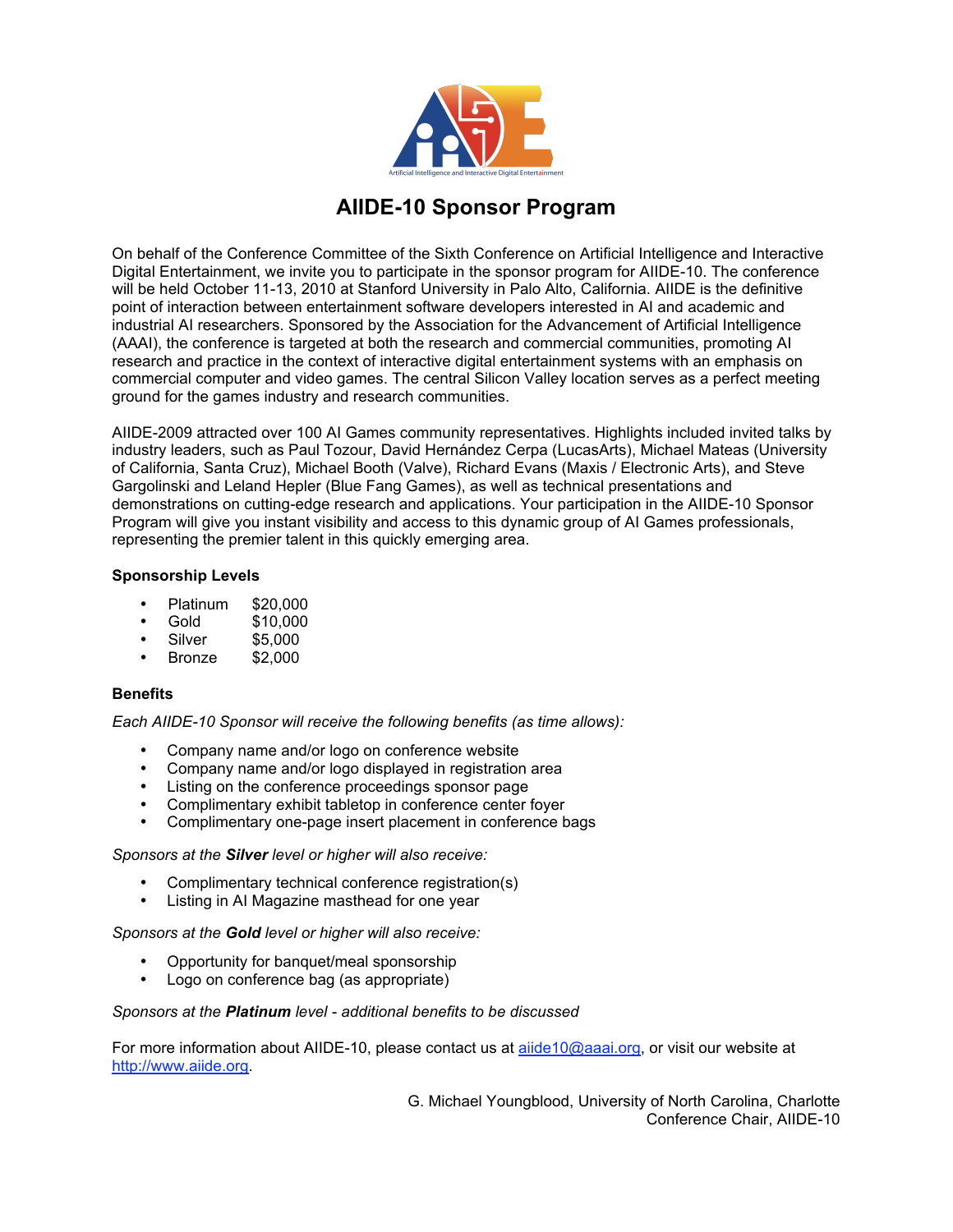Artificial Intelligence and Interactive Digital Entertainment

# AIIDE-10 Sponsor Program

On behalf of the Conference Committee of the Sixth Conference on Artificial Intelligence and Interactive Digital Entertainment, we invite you to participate in the sponsor program for AIIDE-10. The conference will be held October 11-13, 2010 at Stanford University in Palo Alto, California. AIIDE is the definitive point of interaction between entertainment software developers interested in AI and academic and industrial AI researchers. Sponsored by the Association for the Advancement of Artificial Intelligence (AAAI), the conference is targeted at both the research and commercial communities, promoting AI research and practice in the context of interactive digital entertainment systems with an emphasis on commercial computer and video games. The central Silicon Valley location serves as a perfect meeting ground for the games industry and research communities.

AIIDE-2009 attracted over 100 AI Games community representatives. Highlights included invited talks by industry leaders, such as Paul Tozour, David Hernández Cerpa (LucasArts), Michael Mateas (University of California, Santa Cruz), Michael Booth (Valve), Richard Evans (Maxis / Electronic Arts), and Steve Gargolinski and Leland Hepler (Blue Fang Games), as well as technical presentations and demonstrations on cutting-edge research and applications. Your participation in the AIIDE-10 Sponsor Program will give you instant visibility and access to this dynamic group of AI Games professionals, representing the premier talent in this quickly emerging area.

### Sponsorship Levels

- Platinum $20,000
- Gold $10,000
- Silver $5,000
- Bronze $2,000

### Benefits

*Each AIIDE-10 Sponsor will receive the following benefits (as time allows):*

- Company name and/or logo on conference website
- Company name and/or logo displayed in registration area
- Listing on the conference proceedings sponsor page
- Complimentary exhibit tabletop in conference center foyer
- Complimentary one-page insert placement in conference bags

*Sponsors at the **Silver** level or higher will also receive:*

- Complimentary technical conference registration(s)
- Listing in AI Magazine masthead for one year

*Sponsors at the **Gold** level or higher will also receive:*

- Opportunity for banquet/meal sponsorship
- Logo on conference bag (as appropriate)

*Sponsors at the **Platinum** level - additional benefits to be discussed*

For more information about AIIDE-10, please contact us at aiide10@aaai.org, or visit our website at http://www.aiide.org.

G. Michael Youngblood, University of North Carolina, Charlotte
Conference Chair, AIIDE-10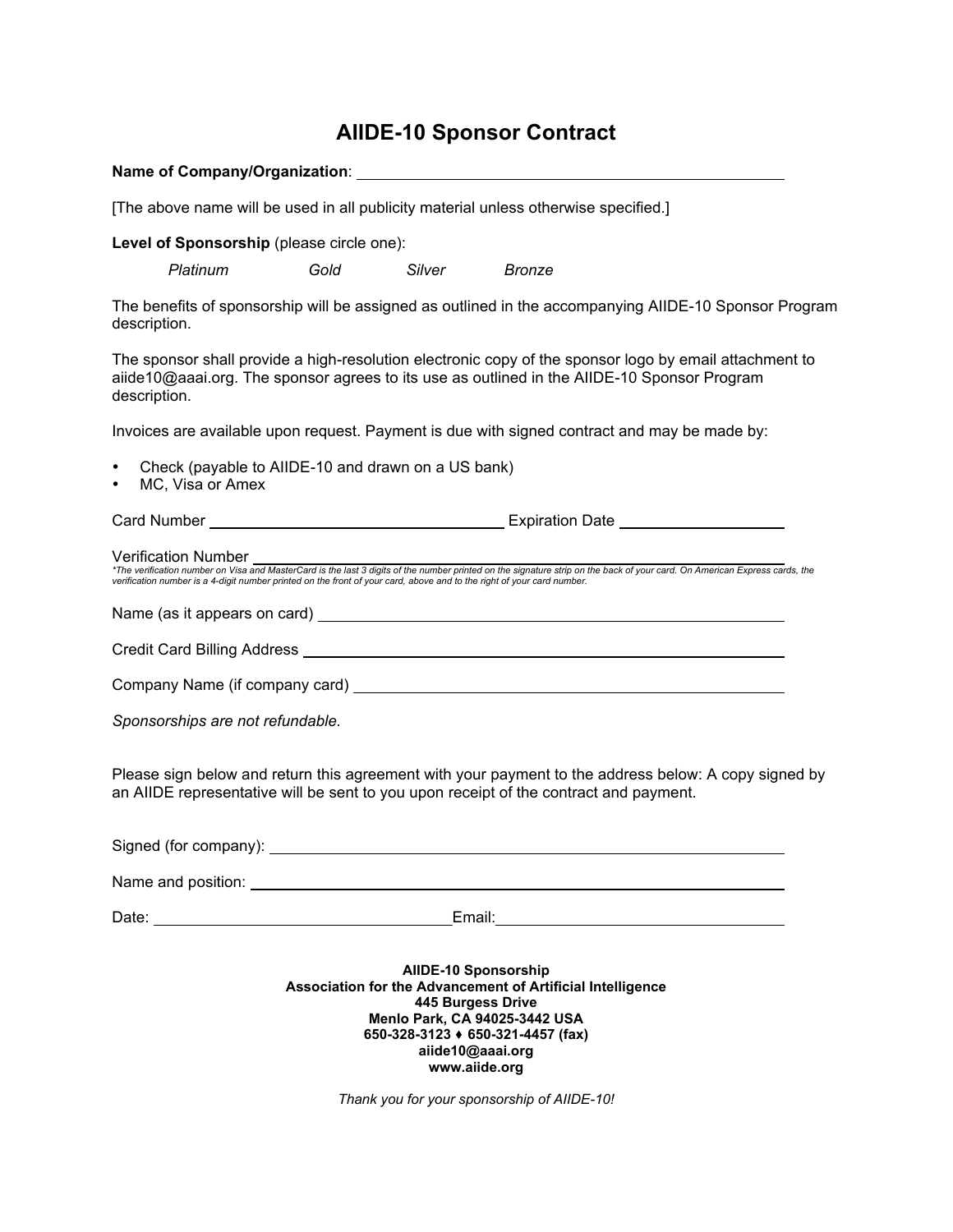# AIIDE-10 Sponsor Contract

**Name of Company/Organization**: ____________________________________________

[The above name will be used in all publicity material unless otherwise specified.]

**Level of Sponsorship** (please circle one):

*Platinum* *Gold* *Silver* *Bronze*

The benefits of sponsorship will be assigned as outlined in the accompanying AIIDE-10 Sponsor Program description.

The sponsor shall provide a high-resolution electronic copy of the sponsor logo by email attachment to aiide10@aaai.org. The sponsor agrees to its use as outlined in the AIIDE-10 Sponsor Program description.

Invoices are available upon request. Payment is due with signed contract and may be made by:

- Check (payable to AIIDE-10 and drawn on a US bank)
- MC, Visa or Amex

Card Number ______________________________ Expiration Date __________________

Verification Number ____________________________________________

*\*The verification number on Visa and MasterCard is the last 3 digits of the number printed on the signature strip on the back of your card. On American Express cards, the verification number is a 4-digit number printed on the front of your card, above and to the right of your card number.*

Name (as it appears on card) ____________________________________________

Credit Card Billing Address ____________________________________________

Company Name (if company card) ____________________________________________

*Sponsorships are not refundable.*

Please sign below and return this agreement with your payment to the address below: A copy signed by an AIIDE representative will be sent to you upon receipt of the contract and payment.

Signed (for company): ____________________________________________

Name and position: ____________________________________________

Date: ______________________________ Email: ______________________________

**AIIDE-10 Sponsorship**
**Association for the Advancement of Artificial Intelligence**
**445 Burgess Drive**
**Menlo Park, CA 94025-3442 USA**
**650-328-3123 ♦ 650-321-4457 (fax)**
**aiide10@aaai.org**
**www.aiide.org**

*Thank you for your sponsorship of AIIDE-10!*